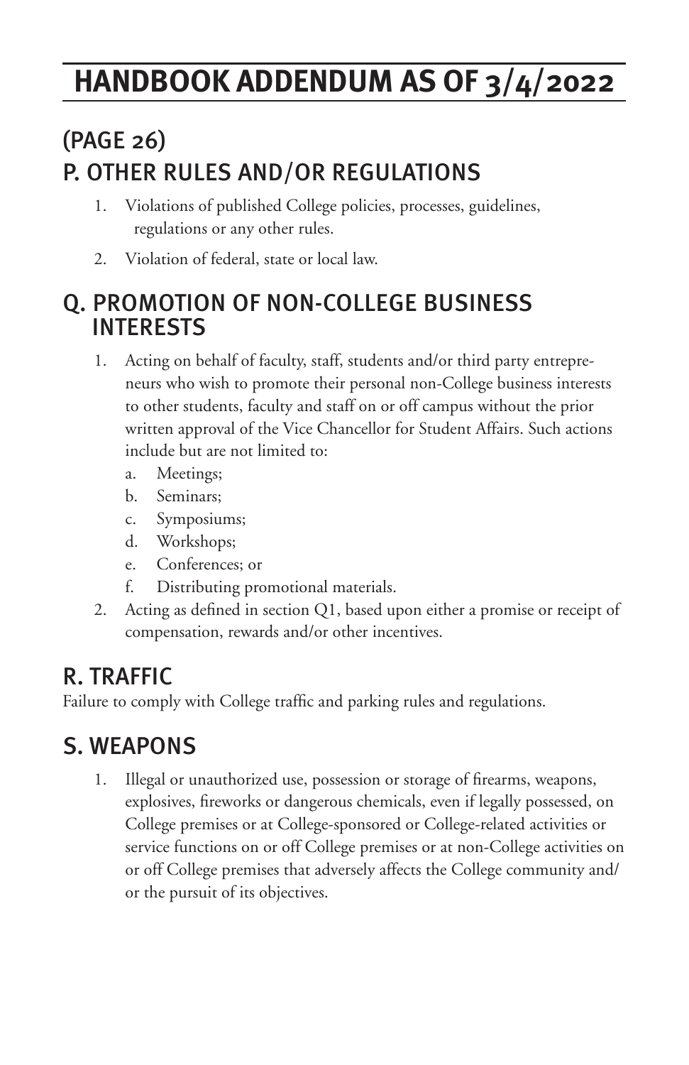# HANDBOOK ADDENDUM AS OF 3/4/2022

## (PAGE 26)

## P. OTHER RULES AND/OR REGULATIONS

1. Violations of published College policies, processes, guidelines, regulations or any other rules.
2. Violation of federal, state or local law.

## Q. PROMOTION OF NON-COLLEGE BUSINESS INTERESTS

1. Acting on behalf of faculty, staff, students and/or third party entrepreneurs who wish to promote their personal non-College business interests to other students, faculty and staff on or off campus without the prior written approval of the Vice Chancellor for Student Affairs. Such actions include but are not limited to:
   a. Meetings;
   b. Seminars;
   c. Symposiums;
   d. Workshops;
   e. Conferences; or
   f. Distributing promotional materials.
2. Acting as defined in section Q1, based upon either a promise or receipt of compensation, rewards and/or other incentives.

## R. TRAFFIC

Failure to comply with College traffic and parking rules and regulations.

## S. WEAPONS

1. Illegal or unauthorized use, possession or storage of firearms, weapons, explosives, fireworks or dangerous chemicals, even if legally possessed, on College premises or at College-sponsored or College-related activities or service functions on or off College premises or at non-College activities on or off College premises that adversely affects the College community and/or the pursuit of its objectives.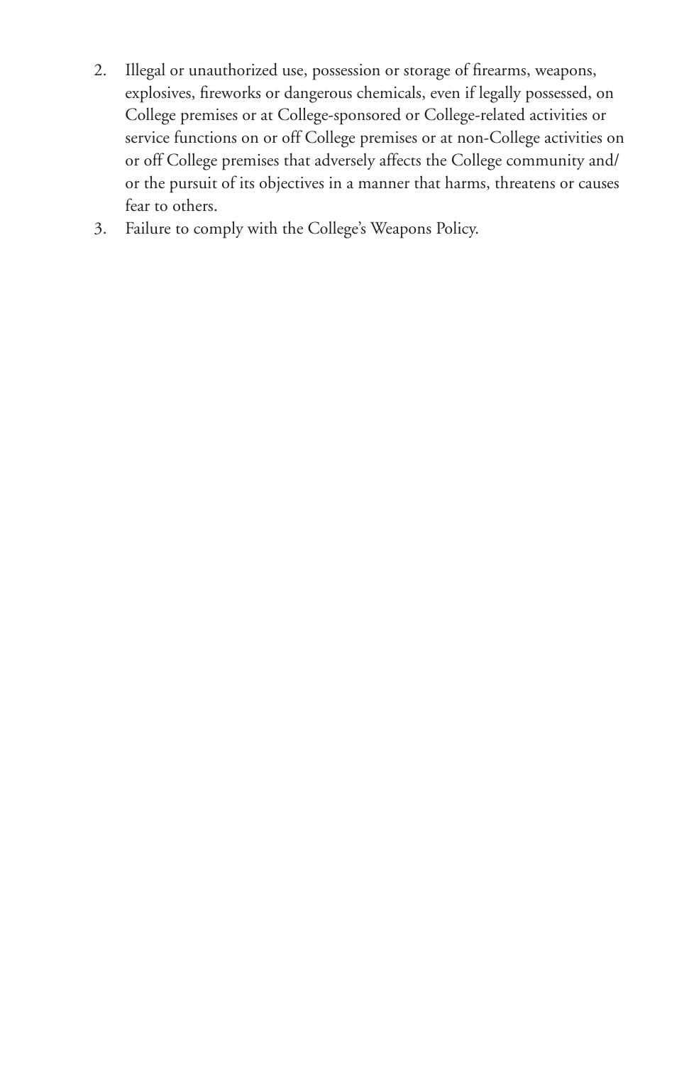2. Illegal or unauthorized use, possession or storage of firearms, weapons, explosives, fireworks or dangerous chemicals, even if legally possessed, on College premises or at College-sponsored or College-related activities or service functions on or off College premises or at non-College activities on or off College premises that adversely affects the College community and/or the pursuit of its objectives in a manner that harms, threatens or causes fear to others.
3. Failure to comply with the College's Weapons Policy.